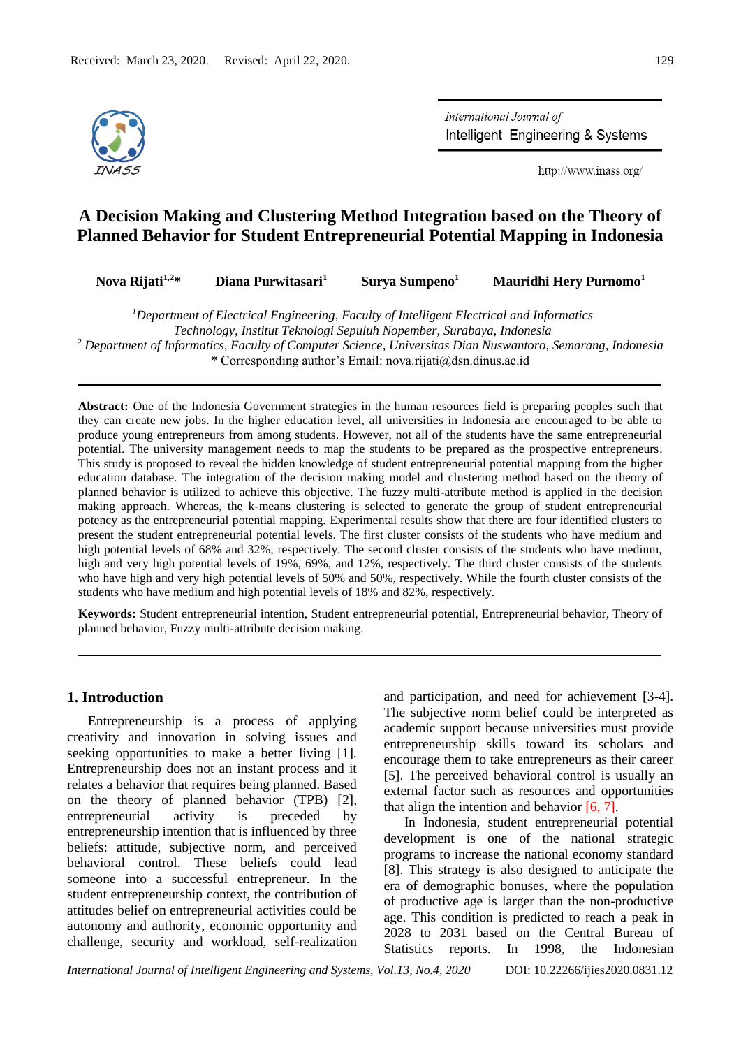Received: March 23, 2020. Revised: April 22, 2020.

# A Decision Making and Clustering Method Integration based on the Theory of Planned Behavior for Student Entrepreneurial Potential Mapping in Indonesia

**Nova Rijati[1,2]*** **Diana Purwitasari[1]** **Surya Sumpeno[1]** **Mauridhi Hery Purnomo[1]**

[1] *Department of Electrical Engineering, Faculty of Intelligent Electrical and Informatics Technology, Institut Teknologi Sepuluh Nopember, Surabaya, Indonesia*
[2] *Department of Informatics, Faculty of Computer Science, Universitas Dian Nuswantoro, Semarang, Indonesia*
* Corresponding author's Email: nova.rijati@dsn.dinus.ac.id

**Abstract:** One of the Indonesia Government strategies in the human resources field is preparing peoples such that they can create new jobs. In the higher education level, all universities in Indonesia are encouraged to be able to produce young entrepreneurs from among students. However, not all of the students have the same entrepreneurial potential. The university management needs to map the students to be prepared as the prospective entrepreneurs. This study is proposed to reveal the hidden knowledge of student entrepreneurial potential mapping from the higher education database. The integration of the decision making model and clustering method based on the theory of planned behavior is utilized to achieve this objective. The fuzzy multi-attribute method is applied in the decision making approach. Whereas, the k-means clustering is selected to generate the group of student entrepreneurial potency as the entrepreneurial potential mapping. Experimental results show that there are four identified clusters to present the student entrepreneurial potential levels. The first cluster consists of the students who have medium and high potential levels of 68% and 32%, respectively. The second cluster consists of the students who have medium, high and very high potential levels of 19%, 69%, and 12%, respectively. The third cluster consists of the students who have high and very high potential levels of 50% and 50%, respectively. While the fourth cluster consists of the students who have medium and high potential levels of 18% and 82%, respectively.

**Keywords:** Student entrepreneurial intention, Student entrepreneurial potential, Entrepreneurial behavior, Theory of planned behavior, Fuzzy multi-attribute decision making.

## 1. Introduction

Entrepreneurship is a process of applying creativity and innovation in solving issues and seeking opportunities to make a better living [1]. Entrepreneurship does not an instant process and it relates a behavior that requires being planned. Based on the theory of planned behavior (TPB) [2], entrepreneurial activity is preceded by entrepreneurship intention that is influenced by three beliefs: attitude, subjective norm, and perceived behavioral control. These beliefs could lead someone into a successful entrepreneur. In the student entrepreneurship context, the contribution of attitudes belief on entrepreneurial activities could be autonomy and authority, economic opportunity and challenge, security and workload, self-realization and participation, and need for achievement [3-4]. The subjective norm belief could be interpreted as academic support because universities must provide entrepreneurship skills toward its scholars and encourage them to take entrepreneurs as their career [5]. The perceived behavioral control is usually an external factor such as resources and opportunities that align the intention and behavior [6, 7].

In Indonesia, student entrepreneurial potential development is one of the national strategic programs to increase the national economy standard [8]. This strategy is also designed to anticipate the era of demographic bonuses, where the population of productive age is larger than the non-productive age. This condition is predicted to reach a peak in 2028 to 2031 based on the Central Bureau of Statistics reports. In 1998, the Indonesian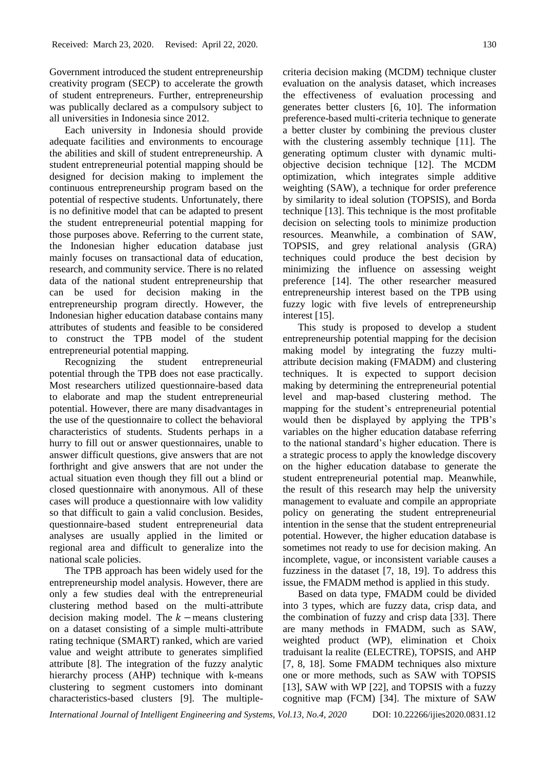Government introduced the student entrepreneurship creativity program (SECP) to accelerate the growth of student entrepreneurs. Further, entrepreneurship was publically declared as a compulsory subject to all universities in Indonesia since 2012.

Each university in Indonesia should provide adequate facilities and environments to encourage the abilities and skill of student entrepreneurship. A student entrepreneurial potential mapping should be designed for decision making to implement the continuous entrepreneurship program based on the potential of respective students. Unfortunately, there is no definitive model that can be adapted to present the student entrepreneurial potential mapping for those purposes above. Referring to the current state, the Indonesian higher education database just mainly focuses on transactional data of education, research, and community service. There is no related data of the national student entrepreneurship that can be used for decision making in the entrepreneurship program directly. However, the Indonesian higher education database contains many attributes of students and feasible to be considered to construct the TPB model of the student entrepreneurial potential mapping.

Recognizing the student entrepreneurial potential through the TPB does not ease practically. Most researchers utilized questionnaire-based data to elaborate and map the student entrepreneurial potential. However, there are many disadvantages in the use of the questionnaire to collect the behavioral characteristics of students. Students perhaps in a hurry to fill out or answer questionnaires, unable to answer difficult questions, give answers that are not forthright and give answers that are not under the actual situation even though they fill out a blind or closed questionnaire with anonymous. All of these cases will produce a questionnaire with low validity so that difficult to gain a valid conclusion. Besides, questionnaire-based student entrepreneurial data analyses are usually applied in the limited or regional area and difficult to generalize into the national scale policies.

The TPB approach has been widely used for the entrepreneurship model analysis. However, there are only a few studies deal with the entrepreneurial clustering method based on the multi-attribute decision making model. The $k-$means clustering on a dataset consisting of a simple multi-attribute rating technique (SMART) ranked, which are varied value and weight attribute to generates simplified attribute [8]. The integration of the fuzzy analytic hierarchy process (AHP) technique with k-means clustering to segment customers into dominant characteristics-based clusters [9]. The multiple-criteria decision making (MCDM) technique cluster evaluation on the analysis dataset, which increases the effectiveness of evaluation processing and generates better clusters [6, 10]. The information preference-based multi-criteria technique to generate a better cluster by combining the previous cluster with the clustering assembly technique [11]. The generating optimum cluster with dynamic multi-objective decision technique [12]. The MCDM optimization, which integrates simple additive weighting (SAW), a technique for order preference by similarity to ideal solution (TOPSIS), and Borda technique [13]. This technique is the most profitable decision on selecting tools to minimize production resources. Meanwhile, a combination of SAW, TOPSIS, and grey relational analysis (GRA) techniques could produce the best decision by minimizing the influence on assessing weight preference [14]. The other researcher measured entrepreneurship interest based on the TPB using fuzzy logic with five levels of entrepreneurship interest [15].

This study is proposed to develop a student entrepreneurship potential mapping for the decision making model by integrating the fuzzy multi-attribute decision making (FMADM) and clustering techniques. It is expected to support decision making by determining the entrepreneurial potential level and map-based clustering method. The mapping for the student's entrepreneurial potential would then be displayed by applying the TPB's variables on the higher education database referring to the national standard's higher education. There is a strategic process to apply the knowledge discovery on the higher education database to generate the student entrepreneurial potential map. Meanwhile, the result of this research may help the university management to evaluate and compile an appropriate policy on generating the student entrepreneurial intention in the sense that the student entrepreneurial potential. However, the higher education database is sometimes not ready to use for decision making. An incomplete, vague, or inconsistent variable causes a fuzziness in the dataset [7, 18, 19]. To address this issue, the FMADM method is applied in this study.

Based on data type, FMADM could be divided into 3 types, which are fuzzy data, crisp data, and the combination of fuzzy and crisp data [33]. There are many methods in FMADM, such as SAW, weighted product (WP), elimination et Choix traduisant la realite (ELECTRE), TOPSIS, and AHP [7, 8, 18]. Some FMADM techniques also mixture one or more methods, such as SAW with TOPSIS [13], SAW with WP [22], and TOPSIS with a fuzzy cognitive map (FCM) [34]. The mixture of SAW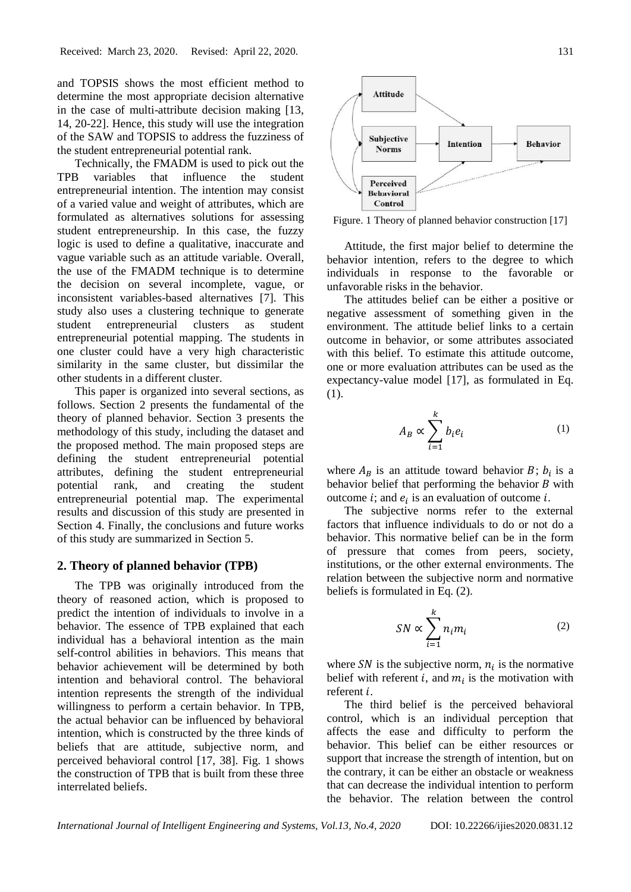and TOPSIS shows the most efficient method to determine the most appropriate decision alternative in the case of multi-attribute decision making [13, 14, 20-22]. Hence, this study will use the integration of the SAW and TOPSIS to address the fuzziness of the student entrepreneurial potential rank.

Technically, the FMADM is used to pick out the TPB variables that influence the student entrepreneurial intention. The intention may consist of a varied value and weight of attributes, which are formulated as alternatives solutions for assessing student entrepreneurship. In this case, the fuzzy logic is used to define a qualitative, inaccurate and vague variable such as an attitude variable. Overall, the use of the FMADM technique is to determine the decision on several incomplete, vague, or inconsistent variables-based alternatives [7]. This study also uses a clustering technique to generate student entrepreneurial clusters as student entrepreneurial potential mapping. The students in one cluster could have a very high characteristic similarity in the same cluster, but dissimilar the other students in a different cluster.

This paper is organized into several sections, as follows. Section 2 presents the fundamental of the theory of planned behavior. Section 3 presents the methodology of this study, including the dataset and the proposed method. The main proposed steps are defining the student entrepreneurial potential attributes, defining the student entrepreneurial potential rank, and creating the student entrepreneurial potential map. The experimental results and discussion of this study are presented in Section 4. Finally, the conclusions and future works of this study are summarized in Section 5.

## 2. Theory of planned behavior (TPB)

The TPB was originally introduced from the theory of reasoned action, which is proposed to predict the intention of individuals to involve in a behavior. The essence of TPB explained that each individual has a behavioral intention as the main self-control abilities in behaviors. This means that behavior achievement will be determined by both intention and behavioral control. The behavioral intention represents the strength of the individual willingness to perform a certain behavior. In TPB, the actual behavior can be influenced by behavioral intention, which is constructed by the three kinds of beliefs that are attitude, subjective norm, and perceived behavioral control [17, 38]. Fig. 1 shows the construction of TPB that is built from these three interrelated beliefs.

Figure. 1 Theory of planned behavior construction [17]

Attitude, the first major belief to determine the behavior intention, refers to the degree to which individuals in response to the favorable or unfavorable risks in the behavior.

The attitudes belief can be either a positive or negative assessment of something given in the environment. The attitude belief links to a certain outcome in behavior, or some attributes associated with this belief. To estimate this attitude outcome, one or more evaluation attributes can be used as the expectancy-value model [17], as formulated in Eq. (1).

$$A_B \propto \sum_{i=1}^{k} b_i e_i \tag{1}$$

where $A_B$ is an attitude toward behavior $B$; $b_i$ is a behavior belief that performing the behavior $B$ with outcome $i$; and $e_i$ is an evaluation of outcome $i$.

The subjective norms refer to the external factors that influence individuals to do or not do a behavior. This normative belief can be in the form of pressure that comes from peers, society, institutions, or the other external environments. The relation between the subjective norm and normative beliefs is formulated in Eq. (2).

$$SN \propto \sum_{i=1}^{k} n_i m_i \tag{2}$$

where $SN$ is the subjective norm, $n_i$ is the normative belief with referent $i$, and $m_i$ is the motivation with referent $i$.

The third belief is the perceived behavioral control, which is an individual perception that affects the ease and difficulty to perform the behavior. This belief can be either resources or support that increase the strength of intention, but on the contrary, it can be either an obstacle or weakness that can decrease the individual intention to perform the behavior. The relation between the control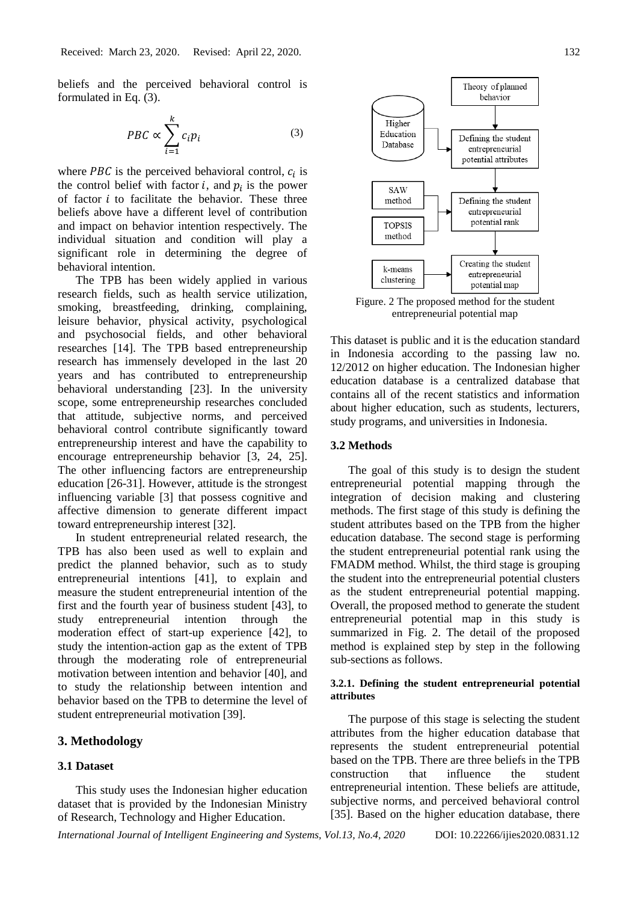beliefs and the perceived behavioral control is formulated in Eq. (3).

$$PBC \propto \sum_{i=1}^{k} c_i p_i \tag{3}$$

where $PBC$ is the perceived behavioral control, $c_i$ is the control belief with factor $i$, and $p_i$ is the power of factor $i$ to facilitate the behavior. These three beliefs above have a different level of contribution and impact on behavior intention respectively. The individual situation and condition will play a significant role in determining the degree of behavioral intention.

The TPB has been widely applied in various research fields, such as health service utilization, smoking, breastfeeding, drinking, complaining, leisure behavior, physical activity, psychological and psychosocial fields, and other behavioral researches [14]. The TPB based entrepreneurship research has immensely developed in the last 20 years and has contributed to entrepreneurship behavioral understanding [23]. In the university scope, some entrepreneurship researches concluded that attitude, subjective norms, and perceived behavioral control contribute significantly toward entrepreneurship interest and have the capability to encourage entrepreneurship behavior [3, 24, 25]. The other influencing factors are entrepreneurship education [26-31]. However, attitude is the strongest influencing variable [3] that possess cognitive and affective dimension to generate different impact toward entrepreneurship interest [32].

In student entrepreneurial related research, the TPB has also been used as well to explain and predict the planned behavior, such as to study entrepreneurial intentions [41], to explain and measure the student entrepreneurial intention of the first and the fourth year of business student [43], to study entrepreneurial intention through the moderation effect of start-up experience [42], to study the intention-action gap as the extent of TPB through the moderating role of entrepreneurial motivation between intention and behavior [40], and to study the relationship between intention and behavior based on the TPB to determine the level of student entrepreneurial motivation [39].

## 3. Methodology

### 3.1 Dataset

This study uses the Indonesian higher education dataset that is provided by the Indonesian Ministry of Research, Technology and Higher Education.

Figure. 2 The proposed method for the student entrepreneurial potential map

This dataset is public and it is the education standard in Indonesia according to the passing law no. 12/2012 on higher education. The Indonesian higher education database is a centralized database that contains all of the recent statistics and information about higher education, such as students, lecturers, study programs, and universities in Indonesia.

### 3.2 Methods

The goal of this study is to design the student entrepreneurial potential mapping through the integration of decision making and clustering methods. The first stage of this study is defining the student attributes based on the TPB from the higher education database. The second stage is performing the student entrepreneurial potential rank using the FMADM method. Whilst, the third stage is grouping the student into the entrepreneurial potential clusters as the student entrepreneurial potential mapping. Overall, the proposed method to generate the student entrepreneurial potential map in this study is summarized in Fig. 2. The detail of the proposed method is explained step by step in the following sub-sections as follows.

#### 3.2.1. Defining the student entrepreneurial potential attributes

The purpose of this stage is selecting the student attributes from the higher education database that represents the student entrepreneurial potential based on the TPB. There are three beliefs in the TPB construction that influence the student entrepreneurial intention. These beliefs are attitude, subjective norms, and perceived behavioral control [35]. Based on the higher education database, there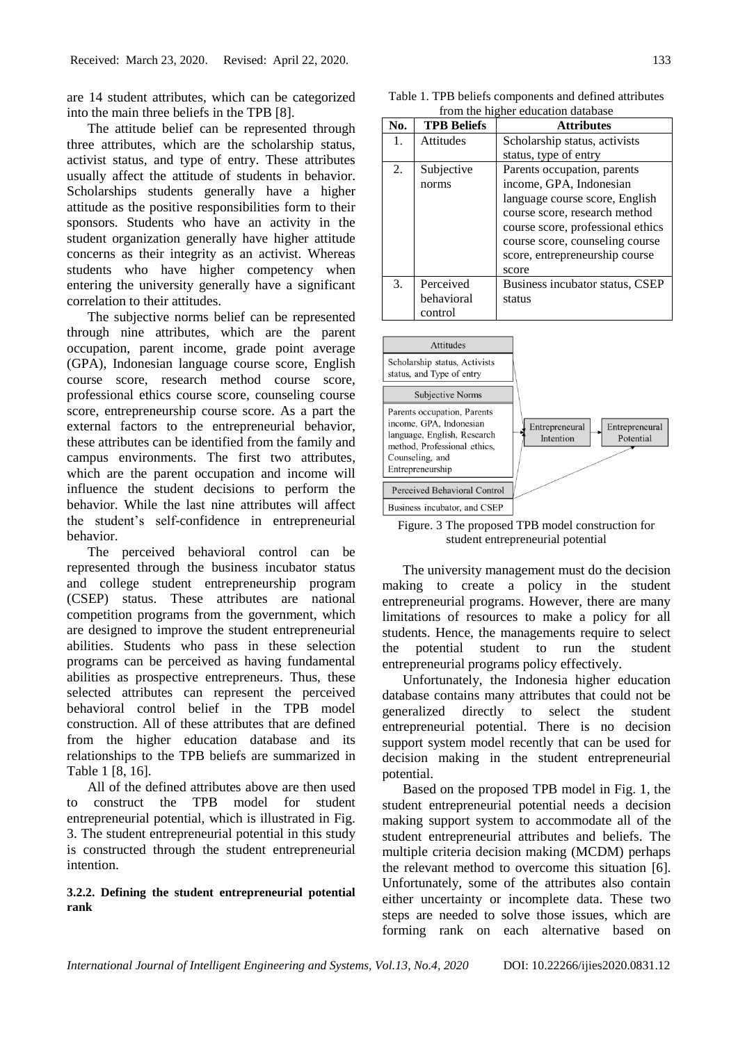are 14 student attributes, which can be categorized into the main three beliefs in the TPB [8].

The attitude belief can be represented through three attributes, which are the scholarship status, activist status, and type of entry. These attributes usually affect the attitude of students in behavior. Scholarships students generally have a higher attitude as the positive responsibilities form to their sponsors. Students who have an activity in the student organization generally have higher attitude concerns as their integrity as an activist. Whereas students who have higher competency when entering the university generally have a significant correlation to their attitudes.

The subjective norms belief can be represented through nine attributes, which are the parent occupation, parent income, grade point average (GPA), Indonesian language course score, English course score, research method course score, professional ethics course score, counseling course score, entrepreneurship course score. As a part the external factors to the entrepreneurial behavior, these attributes can be identified from the family and campus environments. The first two attributes, which are the parent occupation and income will influence the student decisions to perform the behavior. While the last nine attributes will affect the student's self-confidence in entrepreneurial behavior.

The perceived behavioral control can be represented through the business incubator status and college student entrepreneurship program (CSEP) status. These attributes are national competition programs from the government, which are designed to improve the student entrepreneurial abilities. Students who pass in these selection programs can be perceived as having fundamental abilities as prospective entrepreneurs. Thus, these selected attributes can represent the perceived behavioral control belief in the TPB model construction. All of these attributes that are defined from the higher education database and its relationships to the TPB beliefs are summarized in Table 1 [8, 16].

All of the defined attributes above are then used to construct the TPB model for student entrepreneurial potential, which is illustrated in Fig. 3. The student entrepreneurial potential in this study is constructed through the student entrepreneurial intention.

#### 3.2.2. Defining the student entrepreneurial potential rank

Table 1. TPB beliefs components and defined attributes from the higher education database

| No. | TPB Beliefs | Attributes |
|---|---|---|
| 1. | Attitudes | Scholarship status, activists status, type of entry |
| 2. | Subjective norms | Parents occupation, parents income, GPA, Indonesian language course score, English course score, research method course score, professional ethics course score, counseling course score, entrepreneurship course score |
| 3. | Perceived behavioral control | Business incubator status, CSEP status |

Attitudes: Scholarship status, Activists status, and Type of entry
Subjective Norms: Parents occupation, Parents income, GPA, Indonesian language, English, Research method, Professional ethics, Counseling, and Entrepreneurship
Perceived Behavioral Control: Business incubator, and CSEP
Entrepreneural Intention → Entrepreneural Potential

Figure. 3 The proposed TPB model construction for student entrepreneurial potential

The university management must do the decision making to create a policy in the student entrepreneurial programs. However, there are many limitations of resources to make a policy for all students. Hence, the managements require to select the potential student to run the student entrepreneurial programs policy effectively.

Unfortunately, the Indonesia higher education database contains many attributes that could not be generalized directly to select the student entrepreneurial potential. There is no decision support system model recently that can be used for decision making in the student entrepreneurial potential.

Based on the proposed TPB model in Fig. 1, the student entrepreneurial potential needs a decision making support system to accommodate all of the student entrepreneurial attributes and beliefs. The multiple criteria decision making (MCDM) perhaps the relevant method to overcome this situation [6]. Unfortunately, some of the attributes also contain either uncertainty or incomplete data. These two steps are needed to solve those issues, which are forming rank on each alternative based on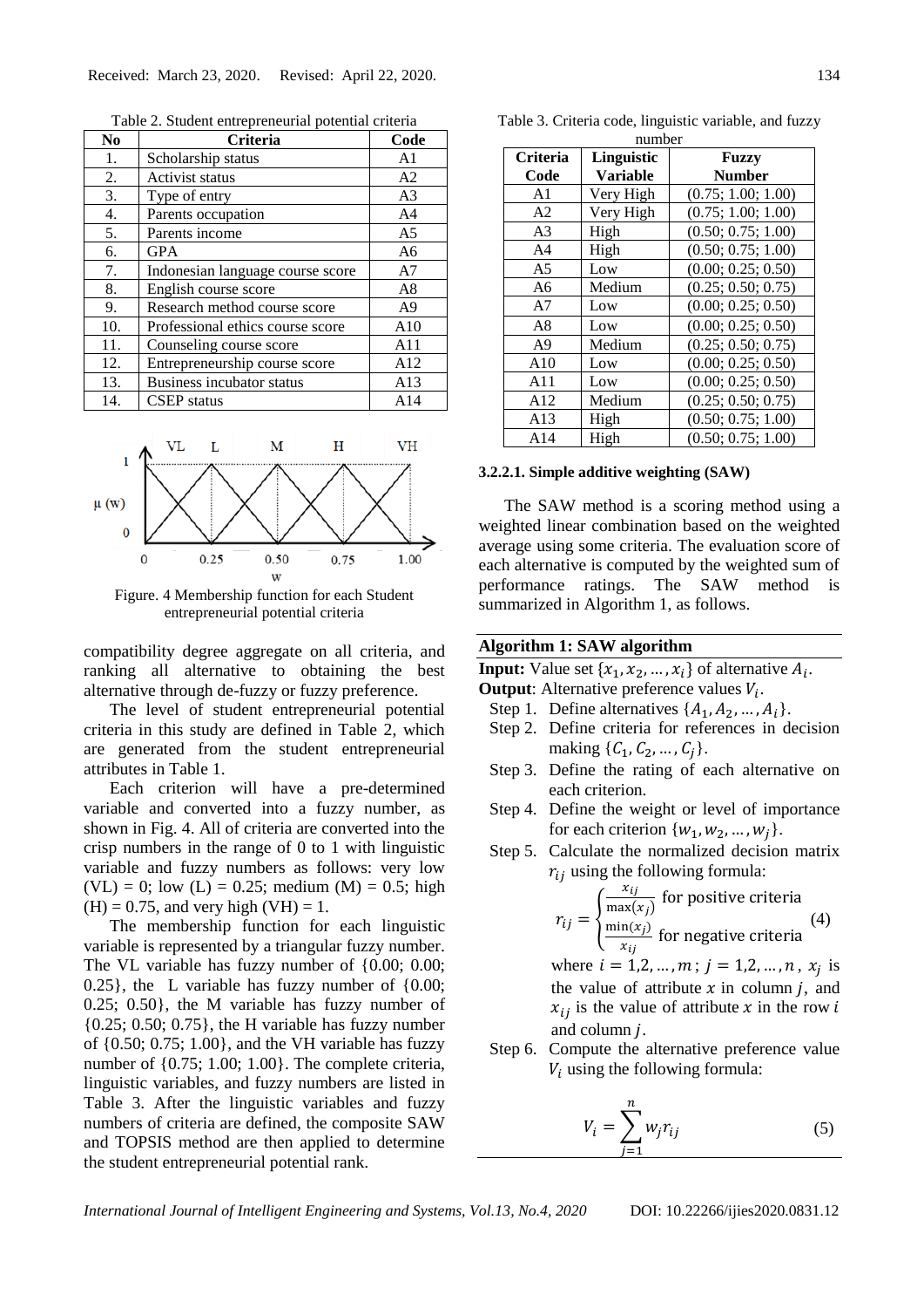Table 2. Student entrepreneurial potential criteria

| No | Criteria | Code |
|---|---|---|
| 1. | Scholarship status | A1 |
| 2. | Activist status | A2 |
| 3. | Type of entry | A3 |
| 4. | Parents occupation | A4 |
| 5. | Parents income | A5 |
| 6. | GPA | A6 |
| 7. | Indonesian language course score | A7 |
| 8. | English course score | A8 |
| 9. | Research method course score | A9 |
| 10. | Professional ethics course score | A10 |
| 11. | Counseling course score | A11 |
| 12. | Entrepreneurship course score | A12 |
| 13. | Business incubator status | A13 |
| 14. | CSEP status | A14 |

Figure. 4 Membership function for each Student entrepreneurial potential criteria

compatibility degree aggregate on all criteria, and ranking all alternative to obtaining the best alternative through de-fuzzy or fuzzy preference.

The level of student entrepreneurial potential criteria in this study are defined in Table 2, which are generated from the student entrepreneurial attributes in Table 1.

Each criterion will have a pre-determined variable and converted into a fuzzy number, as shown in Fig. 4. All of criteria are converted into the crisp numbers in the range of 0 to 1 with linguistic variable and fuzzy numbers as follows: very low (VL) = 0; low (L) = 0.25; medium (M) = 0.5; high (H) = 0.75, and very high (VH) = 1.

The membership function for each linguistic variable is represented by a triangular fuzzy number. The VL variable has fuzzy number of {0.00; 0.00; 0.25}, the L variable has fuzzy number of {0.00; 0.25; 0.50}, the M variable has fuzzy number of {0.25; 0.50; 0.75}, the H variable has fuzzy number of {0.50; 0.75; 1.00}, and the VH variable has fuzzy number of {0.75; 1.00; 1.00}. The complete criteria, linguistic variables, and fuzzy numbers are listed in Table 3. After the linguistic variables and fuzzy numbers of criteria are defined, the composite SAW and TOPSIS method are then applied to determine the student entrepreneurial potential rank.

Table 3. Criteria code, linguistic variable, and fuzzy number

| Criteria Code | Linguistic Variable | Fuzzy Number |
|---|---|---|
| A1 | Very High | (0.75; 1.00; 1.00) |
| A2 | Very High | (0.75; 1.00; 1.00) |
| A3 | High | (0.50; 0.75; 1.00) |
| A4 | High | (0.50; 0.75; 1.00) |
| A5 | Low | (0.00; 0.25; 0.50) |
| A6 | Medium | (0.25; 0.50; 0.75) |
| A7 | Low | (0.00; 0.25; 0.50) |
| A8 | Low | (0.00; 0.25; 0.50) |
| A9 | Medium | (0.25; 0.50; 0.75) |
| A10 | Low | (0.00; 0.25; 0.50) |
| A11 | Low | (0.00; 0.25; 0.50) |
| A12 | Medium | (0.25; 0.50; 0.75) |
| A13 | High | (0.50; 0.75; 1.00) |
| A14 | High | (0.50; 0.75; 1.00) |

#### 3.2.2.1. Simple additive weighting (SAW)

The SAW method is a scoring method using a weighted linear combination based on the weighted average using some criteria. The evaluation score of each alternative is computed by the weighted sum of performance ratings. The SAW method is summarized in Algorithm 1, as follows.

**Algorithm 1: SAW algorithm**

**Input:** Value set $\{x_1, x_2, \ldots, x_i\}$ of alternative $A_i$.
**Output**: Alternative preference values $V_i$.

Step 1. Define alternatives $\{A_1, A_2, \ldots, A_i\}$.

Step 2. Define criteria for references in decision making $\{C_1, C_2, \ldots, C_j\}$.

Step 3. Define the rating of each alternative on each criterion.

Step 4. Define the weight or level of importance for each criterion $\{w_1, w_2, \ldots, w_j\}$.

Step 5. Calculate the normalized decision matrix $r_{ij}$ using the following formula:

$$r_{ij} = \begin{cases} \frac{x_{ij}}{\max(x_j)} & \text{for positive criteria} \\ \frac{\min(x_j)}{x_{ij}} & \text{for negative criteria} \end{cases} \quad (4)$$

where $i = 1,2, \ldots, m$; $j = 1,2, \ldots, n$, $x_j$ is the value of attribute $x$ in column $j$, and $x_{ij}$ is the value of attribute $x$ in the row $i$ and column $j$.

Step 6. Compute the alternative preference value $V_i$ using the following formula:

$$V_i = \sum_{j=1}^{n} w_j r_{ij} \quad (5)$$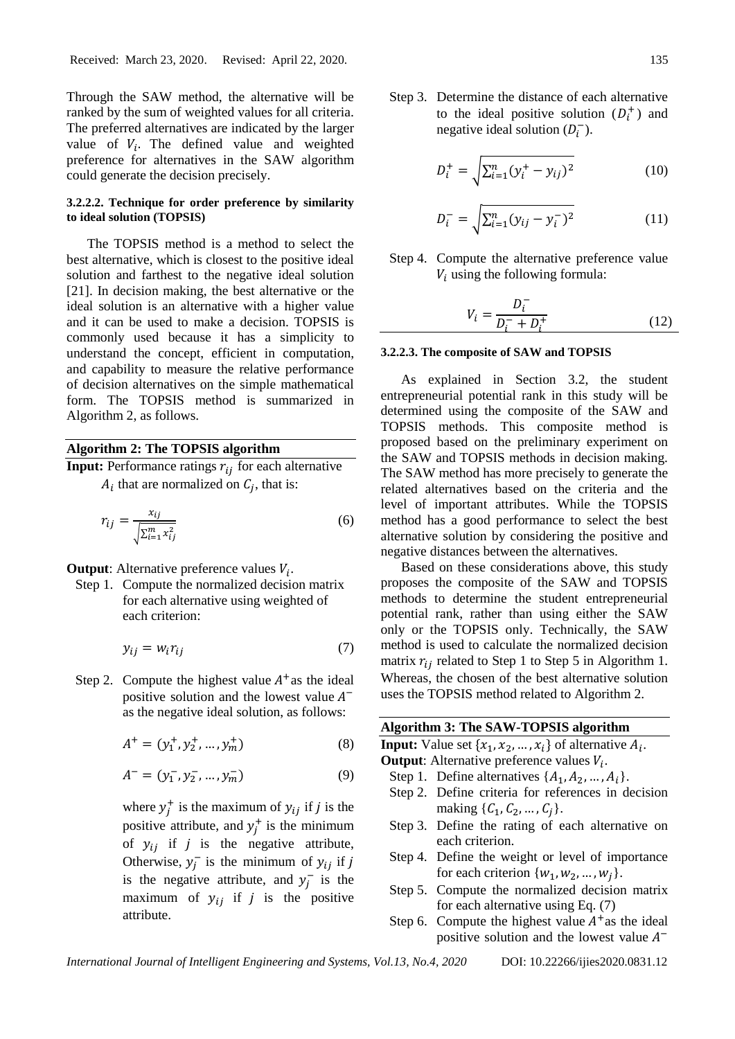Through the SAW method, the alternative will be ranked by the sum of weighted values for all criteria. The preferred alternatives are indicated by the larger value of $V_i$. The defined value and weighted preference for alternatives in the SAW algorithm could generate the decision precisely.

#### 3.2.2.2. Technique for order preference by similarity to ideal solution (TOPSIS)

The TOPSIS method is a method to select the best alternative, which is closest to the positive ideal solution and farthest to the negative ideal solution [21]. In decision making, the best alternative or the ideal solution is an alternative with a higher value and it can be used to make a decision. TOPSIS is commonly used because it has a simplicity to understand the concept, efficient in computation, and capability to measure the relative performance of decision alternatives on the simple mathematical form. The TOPSIS method is summarized in Algorithm 2, as follows.

---

**Algorithm 2: The TOPSIS algorithm**

**Input:** Performance ratings $r_{ij}$ for each alternative $A_i$ that are normalized on $C_j$, that is:

$$r_{ij} = \frac{x_{ij}}{\sqrt{\sum_{i=1}^{m} x_{ij}^2}} \tag{6}$$

**Output**: Alternative preference values $V_i$.

Step 1. Compute the normalized decision matrix for each alternative using weighted of each criterion:

$$y_{ij} = w_i r_{ij} \tag{7}$$

Step 2. Compute the highest value $A^+$ as the ideal positive solution and the lowest value $A^-$ as the negative ideal solution, as follows:

$$A^+ = (y_1^+, y_2^+, \ldots, y_m^+) \tag{8}$$

$$A^- = (y_1^-, y_2^-, \ldots, y_m^-) \tag{9}$$

where $y_j^+$ is the maximum of $y_{ij}$ if $j$ is the positive attribute, and $y_j^+$ is the minimum of $y_{ij}$ if $j$ is the negative attribute, Otherwise, $y_j^-$ is the minimum of $y_{ij}$ if $j$ is the negative attribute, and $y_j^-$ is the maximum of $y_{ij}$ if $j$ is the positive attribute.

Step 3. Determine the distance of each alternative to the ideal positive solution $(D_i^+)$ and negative ideal solution $(D_i^-)$.

$$D_i^+ = \sqrt{\sum_{i=1}^{n} (y_i^+ - y_{ij})^2} \tag{10}$$

$$D_i^- = \sqrt{\sum_{i=1}^{n} (y_{ij} - y_i^-)^2} \tag{11}$$

Step 4. Compute the alternative preference value $V_i$ using the following formula:

$$V_i = \frac{D_i^-}{D_i^- + D_i^+} \tag{12}$$

---

#### 3.2.2.3. The composite of SAW and TOPSIS

As explained in Section 3.2, the student entrepreneurial potential rank in this study will be determined using the composite of the SAW and TOPSIS methods. This composite method is proposed based on the preliminary experiment on the SAW and TOPSIS methods in decision making. The SAW method has more precisely to generate the related alternatives based on the criteria and the level of important attributes. While the TOPSIS method has a good performance to select the best alternative solution by considering the positive and negative distances between the alternatives.

Based on these considerations above, this study proposes the composite of the SAW and TOPSIS methods to determine the student entrepreneurial potential rank, rather than using either the SAW only or the TOPSIS only. Technically, the SAW method is used to calculate the normalized decision matrix $r_{ij}$ related to Step 1 to Step 5 in Algorithm 1. Whereas, the chosen of the best alternative solution uses the TOPSIS method related to Algorithm 2.

---

**Algorithm 3: The SAW-TOPSIS algorithm**

**Input:** Value set $\{x_1, x_2, \ldots, x_i\}$ of alternative $A_i$.

**Output**: Alternative preference values $V_i$.

Step 1. Define alternatives $\{A_1, A_2, \ldots, A_i\}$.

Step 2. Define criteria for references in decision making $\{C_1, C_2, \ldots, C_j\}$.

Step 3. Define the rating of each alternative on each criterion.

Step 4. Define the weight or level of importance for each criterion $\{w_1, w_2, \ldots, w_j\}$.

Step 5. Compute the normalized decision matrix for each alternative using Eq. (7)

Step 6. Compute the highest value $A^+$ as the ideal positive solution and the lowest value $A^-$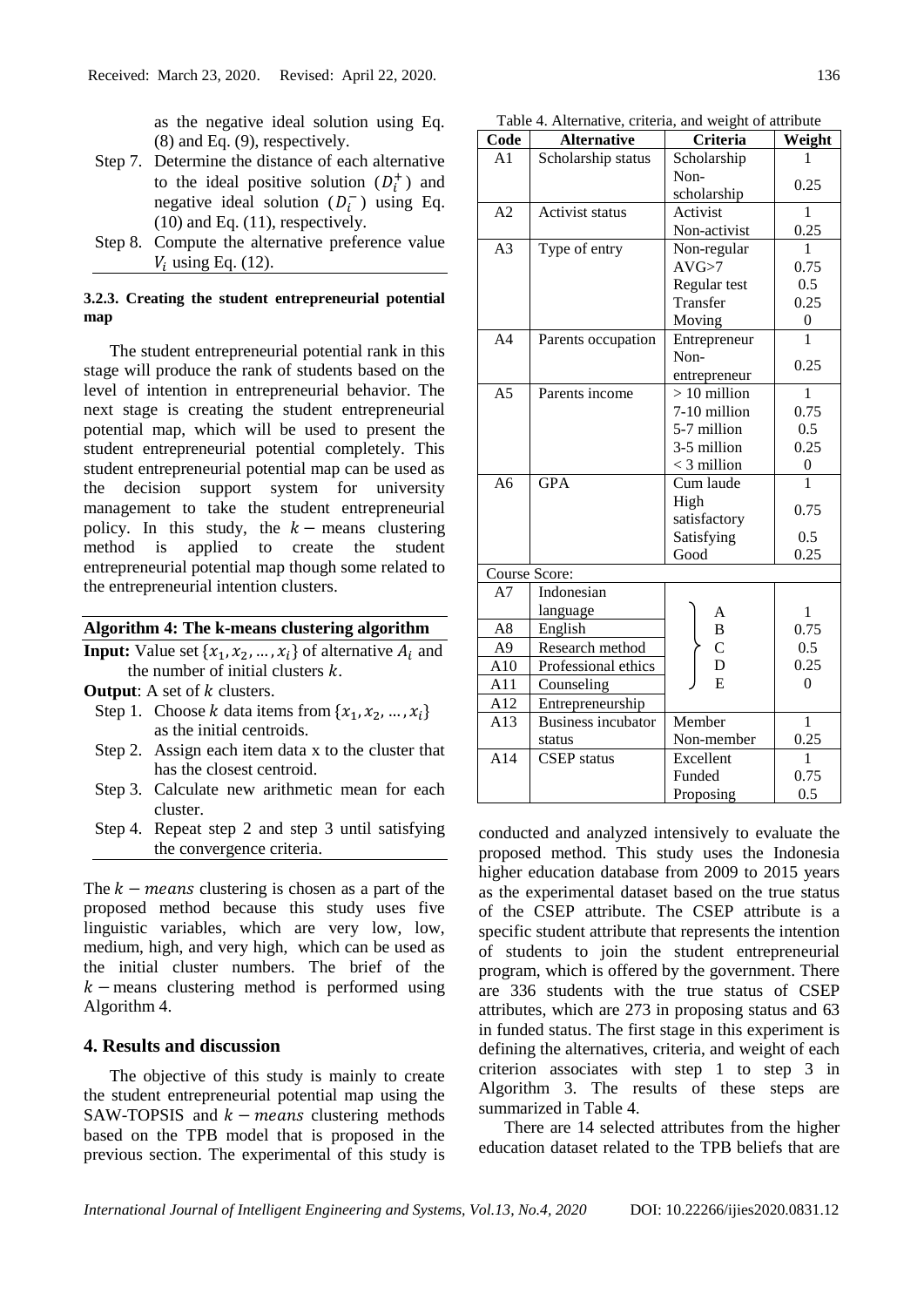as the negative ideal solution using Eq. (8) and Eq. (9), respectively.

Step 7. Determine the distance of each alternative to the ideal positive solution ($D_i^+$) and negative ideal solution ($D_i^-$) using Eq. (10) and Eq. (11), respectively.

Step 8. Compute the alternative preference value $V_i$ using Eq. (12).

#### 3.2.3. Creating the student entrepreneurial potential map

The student entrepreneurial potential rank in this stage will produce the rank of students based on the level of intention in entrepreneurial behavior. The next stage is creating the student entrepreneurial potential map, which will be used to present the student entrepreneurial potential completely. This student entrepreneurial potential map can be used as the decision support system for university management to take the student entrepreneurial policy. In this study, the $k-$means clustering method is applied to create the student entrepreneurial potential map though some related to the entrepreneurial intention clusters.

**Algorithm 4: The k-means clustering algorithm**

**Input:** Value set $\{x_1, x_2, \ldots, x_i\}$ of alternative $A_i$ and the number of initial clusters $k$.

**Output**: A set of $k$ clusters.

Step 1. Choose $k$ data items from $\{x_1, x_2, \ldots, x_i\}$ as the initial centroids.

Step 2. Assign each item data x to the cluster that has the closest centroid.

Step 3. Calculate new arithmetic mean for each cluster.

Step 4. Repeat step 2 and step 3 until satisfying the convergence criteria.

The $k-means$ clustering is chosen as a part of the proposed method because this study uses five linguistic variables, which are very low, low, medium, high, and very high, which can be used as the initial cluster numbers. The brief of the $k-$means clustering method is performed using Algorithm 4.

## 4. Results and discussion

The objective of this study is mainly to create the student entrepreneurial potential map using the SAW-TOPSIS and $k-means$ clustering methods based on the TPB model that is proposed in the previous section. The experimental of this study is conducted and analyzed intensively to evaluate the proposed method. This study uses the Indonesia higher education database from 2009 to 2015 years as the experimental dataset based on the true status of the CSEP attribute. The CSEP attribute is a specific student attribute that represents the intention of students to join the student entrepreneurial program, which is offered by the government. There are 336 students with the true status of CSEP attributes, which are 273 in proposing status and 63 in funded status. The first stage in this experiment is defining the alternatives, criteria, and weight of each criterion associates with step 1 to step 3 in Algorithm 3. The results of these steps are summarized in Table 4.

Table 4. Alternative, criteria, and weight of attribute

| Code | Alternative | Criteria | Weight |
|---|---|---|---|
| A1 | Scholarship status | Scholarship | 1 |
| | | Non-scholarship | 0.25 |
| A2 | Activist status | Activist | 1 |
| | | Non-activist | 0.25 |
| A3 | Type of entry | Non-regular | 1 |
| | | AVG>7 | 0.75 |
| | | Regular test | 0.5 |
| | | Transfer | 0.25 |
| | | Moving | 0 |
| A4 | Parents occupation | Entrepreneur | 1 |
| | | Non-entrepreneur | 0.25 |
| A5 | Parents income | > 10 million | 1 |
| | | 7-10 million | 0.75 |
| | | 5-7 million | 0.5 |
| | | 3-5 million | 0.25 |
| | | < 3 million | 0 |
| A6 | GPA | Cum laude | 1 |
| | | High satisfactory | 0.75 |
| | | Satisfying | 0.5 |
| | | Good | 0.25 |
| Course Score: | | | |
| A7 | Indonesian language | A | 1 |
| A8 | English | B | 0.75 |
| A9 | Research method | C | 0.5 |
| A10 | Professional ethics | D | 0.25 |
| A11 | Counseling | E | 0 |
| A12 | Entrepreneurship | | |
| A13 | Business incubator status | Member | 1 |
| | | Non-member | 0.25 |
| A14 | CSEP status | Excellent | 1 |
| | | Funded | 0.75 |
| | | Proposing | 0.5 |

There are 14 selected attributes from the higher education dataset related to the TPB beliefs that are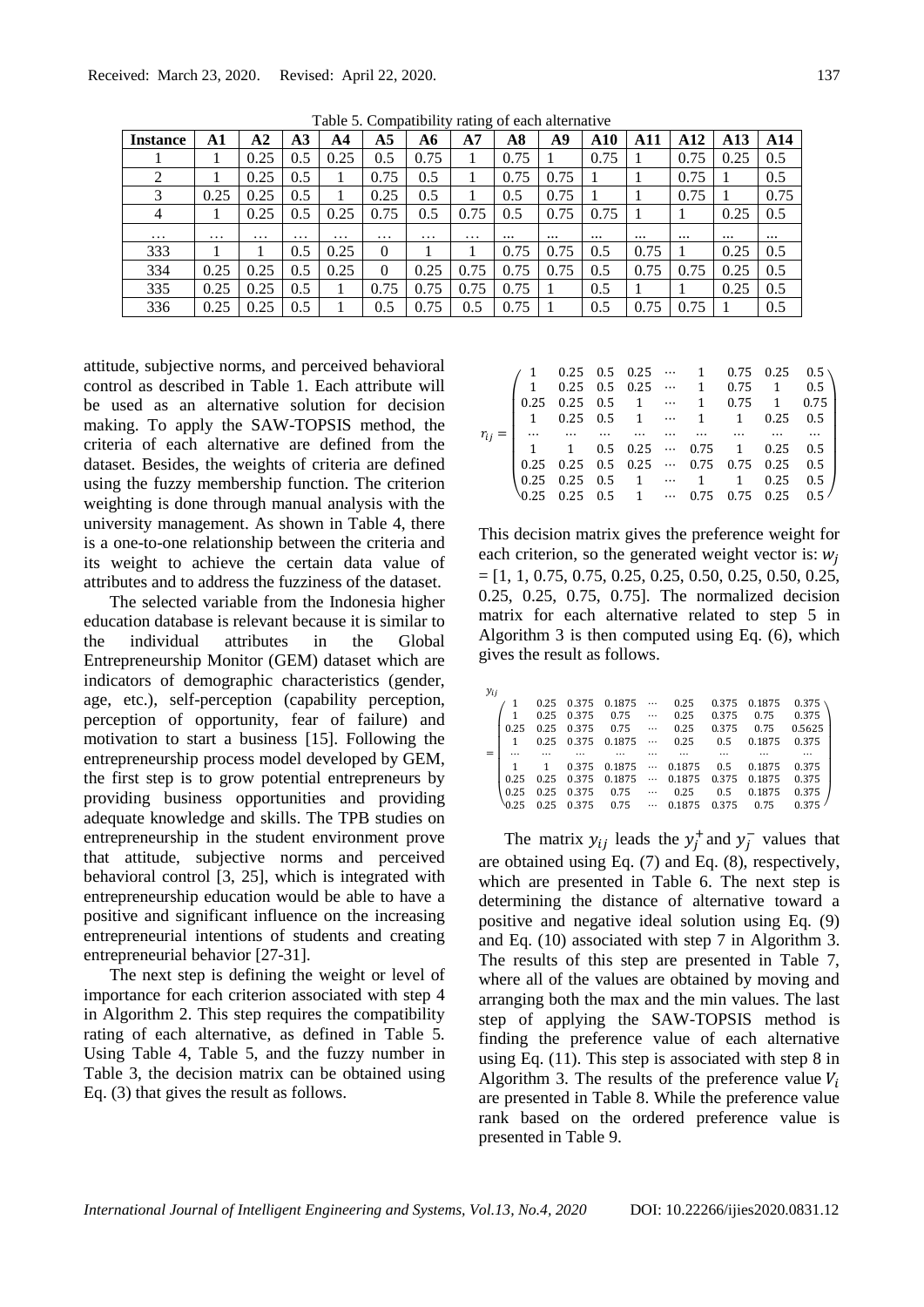Table 5. Compatibility rating of each alternative

| Instance | A1 | A2 | A3 | A4 | A5 | A6 | A7 | A8 | A9 | A10 | A11 | A12 | A13 | A14 |
|---|---|---|---|---|---|---|---|---|---|---|---|---|---|---|
| 1 | 1 | 0.25 | 0.5 | 0.25 | 0.5 | 0.75 | 1 | 0.75 | 1 | 0.75 | 1 | 0.75 | 0.25 | 0.5 |
| 2 | 1 | 0.25 | 0.5 | 1 | 0.75 | 0.5 | 1 | 0.75 | 0.75 | 1 | 1 | 0.75 | 1 | 0.5 |
| 3 | 0.25 | 0.25 | 0.5 | 1 | 0.25 | 0.5 | 1 | 0.5 | 0.75 | 1 | 1 | 0.75 | 1 | 0.75 |
| 4 | 1 | 0.25 | 0.5 | 0.25 | 0.75 | 0.5 | 0.75 | 0.5 | 0.75 | 0.75 | 1 | 1 | 0.25 | 0.5 |
| … | … | … | … | … | … | … | … | ... | ... | ... | ... | ... | ... | ... |
| 333 | 1 | 1 | 0.5 | 0.25 | 0 | 1 | 1 | 0.75 | 0.75 | 0.5 | 0.75 | 1 | 0.25 | 0.5 |
| 334 | 0.25 | 0.25 | 0.5 | 0.25 | 0 | 0.25 | 0.75 | 0.75 | 0.75 | 0.5 | 0.75 | 0.75 | 0.25 | 0.5 |
| 335 | 0.25 | 0.25 | 0.5 | 1 | 0.75 | 0.75 | 0.75 | 0.75 | 1 | 0.5 | 1 | 1 | 0.25 | 0.5 |
| 336 | 0.25 | 0.25 | 0.5 | 1 | 0.5 | 0.75 | 0.5 | 0.75 | 1 | 0.5 | 0.75 | 0.75 | 1 | 0.5 |

attitude, subjective norms, and perceived behavioral control as described in Table 1. Each attribute will be used as an alternative solution for decision making. To apply the SAW-TOPSIS method, the criteria of each alternative are defined from the dataset. Besides, the weights of criteria are defined using the fuzzy membership function. The criterion weighting is done through manual analysis with the university management. As shown in Table 4, there is a one-to-one relationship between the criteria and its weight to achieve the certain data value of attributes and to address the fuzziness of the dataset.

The selected variable from the Indonesia higher education database is relevant because it is similar to the individual attributes in the Global Entrepreneurship Monitor (GEM) dataset which are indicators of demographic characteristics (gender, age, etc.), self-perception (capability perception, perception of opportunity, fear of failure) and motivation to start a business [15]. Following the entrepreneurship process model developed by GEM, the first step is to grow potential entrepreneurs by providing business opportunities and providing adequate knowledge and skills. The TPB studies on entrepreneurship in the student environment prove that attitude, subjective norms and perceived behavioral control [3, 25], which is integrated with entrepreneurship education would be able to have a positive and significant influence on the increasing entrepreneurial intentions of students and creating entrepreneurial behavior [27-31].

The next step is defining the weight or level of importance for each criterion associated with step 4 in Algorithm 2. This step requires the compatibility rating of each alternative, as defined in Table 5. Using Table 4, Table 5, and the fuzzy number in Table 3, the decision matrix can be obtained using Eq. (3) that gives the result as follows.

$$
r_{ij} = \begin{pmatrix}
1 & 0.25 & 0.5 & 0.25 & \cdots & 1 & 0.75 & 0.25 & 0.5 \\
1 & 0.25 & 0.5 & 0.25 & \cdots & 1 & 0.75 & 1 & 0.5 \\
0.25 & 0.25 & 0.5 & 1 & \cdots & 1 & 0.75 & 1 & 0.75 \\
1 & 0.25 & 0.5 & 1 & \cdots & 1 & 1 & 0.25 & 0.5 \\
\cdots & \cdots & \cdots & \cdots & \cdots & \cdots & \cdots & \cdots & \cdots \\
1 & 1 & 0.5 & 0.25 & \cdots & 0.75 & 1 & 0.25 & 0.5 \\
0.25 & 0.25 & 0.5 & 0.25 & \cdots & 0.75 & 0.75 & 0.25 & 0.5 \\
0.25 & 0.25 & 0.5 & 1 & \cdots & 1 & 1 & 0.25 & 0.5 \\
0.25 & 0.25 & 0.5 & 1 & \cdots & 0.75 & 0.75 & 0.25 & 0.5
\end{pmatrix}
$$

This decision matrix gives the preference weight for each criterion, so the generated weight vector is: $w_j$ = [1, 1, 0.75, 0.75, 0.25, 0.25, 0.50, 0.25, 0.50, 0.25, 0.25, 0.25, 0.75, 0.75]. The normalized decision matrix for each alternative related to step 5 in Algorithm 3 is then computed using Eq. (6), which gives the result as follows.

$$
y_{ij} = \begin{pmatrix}
1 & 0.25 & 0.375 & 0.1875 & \cdots & 0.25 & 0.375 & 0.1875 & 0.375 \\
1 & 0.25 & 0.375 & 0.75 & \cdots & 0.25 & 0.375 & 0.75 & 0.375 \\
0.25 & 0.25 & 0.375 & 0.75 & \cdots & 0.25 & 0.375 & 0.75 & 0.5625 \\
1 & 0.25 & 0.375 & 0.1875 & \cdots & 0.25 & 0.5 & 0.1875 & 0.375 \\
\cdots & \cdots & \cdots & \cdots & \cdots & \cdots & \cdots & \cdots & \cdots \\
1 & 1 & 0.375 & 0.1875 & \cdots & 0.1875 & 0.5 & 0.1875 & 0.375 \\
0.25 & 0.25 & 0.375 & 0.1875 & \cdots & 0.1875 & 0.375 & 0.1875 & 0.375 \\
0.25 & 0.25 & 0.375 & 0.75 & \cdots & 0.25 & 0.5 & 0.1875 & 0.375 \\
0.25 & 0.25 & 0.375 & 0.75 & \cdots & 0.1875 & 0.375 & 0.75 & 0.375
\end{pmatrix}
$$

The matrix $y_{ij}$ leads the $y_j^+$ and $y_j^-$ values that are obtained using Eq. (7) and Eq. (8), respectively, which are presented in Table 6. The next step is determining the distance of alternative toward a positive and negative ideal solution using Eq. (9) and Eq. (10) associated with step 7 in Algorithm 3. The results of this step are presented in Table 7, where all of the values are obtained by moving and arranging both the max and the min values. The last step of applying the SAW-TOPSIS method is finding the preference value of each alternative using Eq. (11). This step is associated with step 8 in Algorithm 3. The results of the preference value $V_i$ are presented in Table 8. While the preference value rank based on the ordered preference value is presented in Table 9.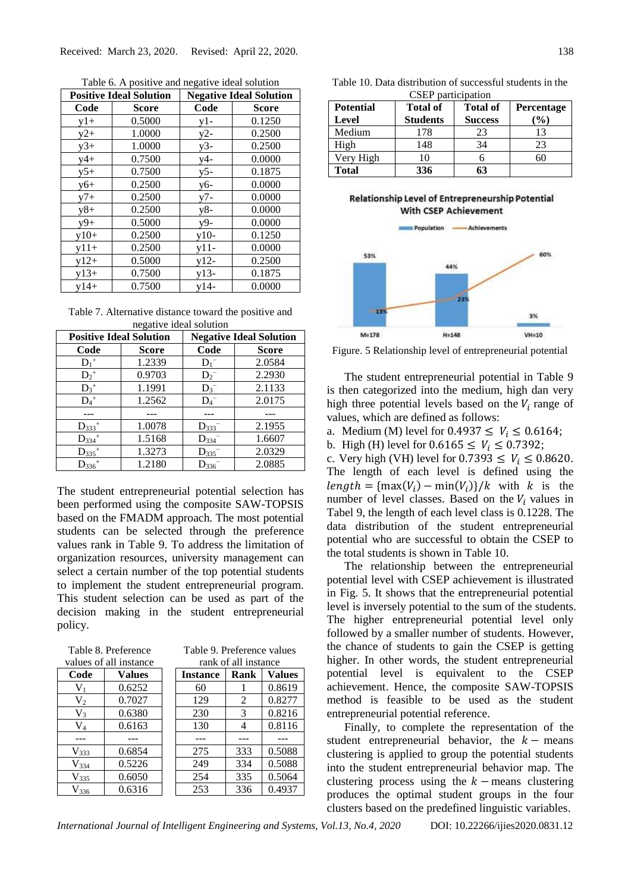Table 6. A positive and negative ideal solution

| Positive Ideal Solution | | Negative Ideal Solution | |
|---|---|---|---|
| Code | Score | Code | Score |
| y1+ | 0.5000 | y1- | 0.1250 |
| y2+ | 1.0000 | y2- | 0.2500 |
| y3+ | 1.0000 | y3- | 0.2500 |
| y4+ | 0.7500 | y4- | 0.0000 |
| y5+ | 0.7500 | y5- | 0.1875 |
| y6+ | 0.2500 | y6- | 0.0000 |
| y7+ | 0.2500 | y7- | 0.0000 |
| y8+ | 0.2500 | y8- | 0.0000 |
| y9+ | 0.5000 | y9- | 0.0000 |
| y10+ | 0.2500 | y10- | 0.1250 |
| y11+ | 0.2500 | y11- | 0.0000 |
| y12+ | 0.5000 | y12- | 0.2500 |
| y13+ | 0.7500 | y13- | 0.1875 |
| y14+ | 0.7500 | y14- | 0.0000 |

Table 7. Alternative distance toward the positive and negative ideal solution

| Positive Ideal Solution | | Negative Ideal Solution | |
|---|---|---|---|
| Code | Score | Code | Score |
| $D_1^+$ | 1.2339 | $D_1^-$ | 2.0584 |
| $D_2^+$ | 0.9703 | $D_2^-$ | 2.2930 |
| $D_3^+$ | 1.1991 | $D_3^-$ | 2.1133 |
| $D_4^+$ | 1.2562 | $D_4^-$ | 2.0175 |
| --- | --- | --- | --- |
| $D_{333}^+$ | 1.0078 | $D_{333}^-$ | 2.1955 |
| $D_{334}^+$ | 1.5168 | $D_{334}^-$ | 1.6607 |
| $D_{335}^+$ | 1.3273 | $D_{335}^-$ | 2.0329 |
| $D_{336}^+$ | 1.2180 | $D_{336}^-$ | 2.0885 |

The student entrepreneurial potential selection has been performed using the composite SAW-TOPSIS based on the FMADM approach. The most potential students can be selected through the preference values rank in Table 9. To address the limitation of organization resources, university management can select a certain number of the top potential students to implement the student entrepreneurial program. This student selection can be used as part of the decision making in the student entrepreneurial policy.

Table 8. Preference values of all instance

| Code | Values |
|---|---|
| $V_1$ | 0.6252 |
| $V_2$ | 0.7027 |
| $V_3$ | 0.6380 |
| $V_4$ | 0.6163 |
| --- | --- |
| $V_{333}$ | 0.6854 |
| $V_{334}$ | 0.5226 |
| $V_{335}$ | 0.6050 |
| $V_{336}$ | 0.6316 |

Table 9. Preference values rank of all instance

| Instance | Rank | Values |
|---|---|---|
| 60 | 1 | 0.8619 |
| 129 | 2 | 0.8277 |
| 230 | 3 | 0.8216 |
| 130 | 4 | 0.8116 |
| --- | --- | --- |
| 275 | 333 | 0.5088 |
| 249 | 334 | 0.5088 |
| 254 | 335 | 0.5064 |
| 253 | 336 | 0.4937 |

Table 10. Data distribution of successful students in the CSEP participation

| Potential Level | Total of Students | Total of Success | Percentage (%) |
|---|---|---|---|
| Medium | 178 | 23 | 13 |
| High | 148 | 34 | 23 |
| Very High | 10 | 6 | 60 |
| **Total** | **336** | **63** | |

Figure. 5 Relationship level of entrepreneurial potential

The student entrepreneurial potential in Table 9 is then categorized into the medium, high dan very high three potential levels based on the $V_i$ range of values, which are defined as follows:

a. Medium (M) level for $0.4937 \leq V_i \leq 0.6164$;
b. High (H) level for $0.6165 \leq V_i \leq 0.7392$;
c. Very high (VH) level for $0.7393 \leq V_i \leq 0.8620$.

The length of each level is defined using the $length = \{\max(V_i) - \min(V_i)\}/k$ with $k$ is the number of level classes. Based on the $V_i$ values in Tabel 9, the length of each level class is 0.1228. The data distribution of the student entrepreneurial potential who are successful to obtain the CSEP to the total students is shown in Table 10.

The relationship between the entrepreneurial potential level with CSEP achievement is illustrated in Fig. 5. It shows that the entrepreneurial potential level is inversely potential to the sum of the students. The higher entrepreneurial potential level only followed by a smaller number of students. However, the chance of students to gain the CSEP is getting higher. In other words, the student entrepreneurial potential level is equivalent to the CSEP achievement. Hence, the composite SAW-TOPSIS method is feasible to be used as the student entrepreneurial potential reference.

Finally, to complete the representation of the student entrepreneurial behavior, the $k-$ means clustering is applied to group the potential students into the student entrepreneurial behavior map. The clustering process using the $k-$means clustering produces the optimal student groups in the four clusters based on the predefined linguistic variables.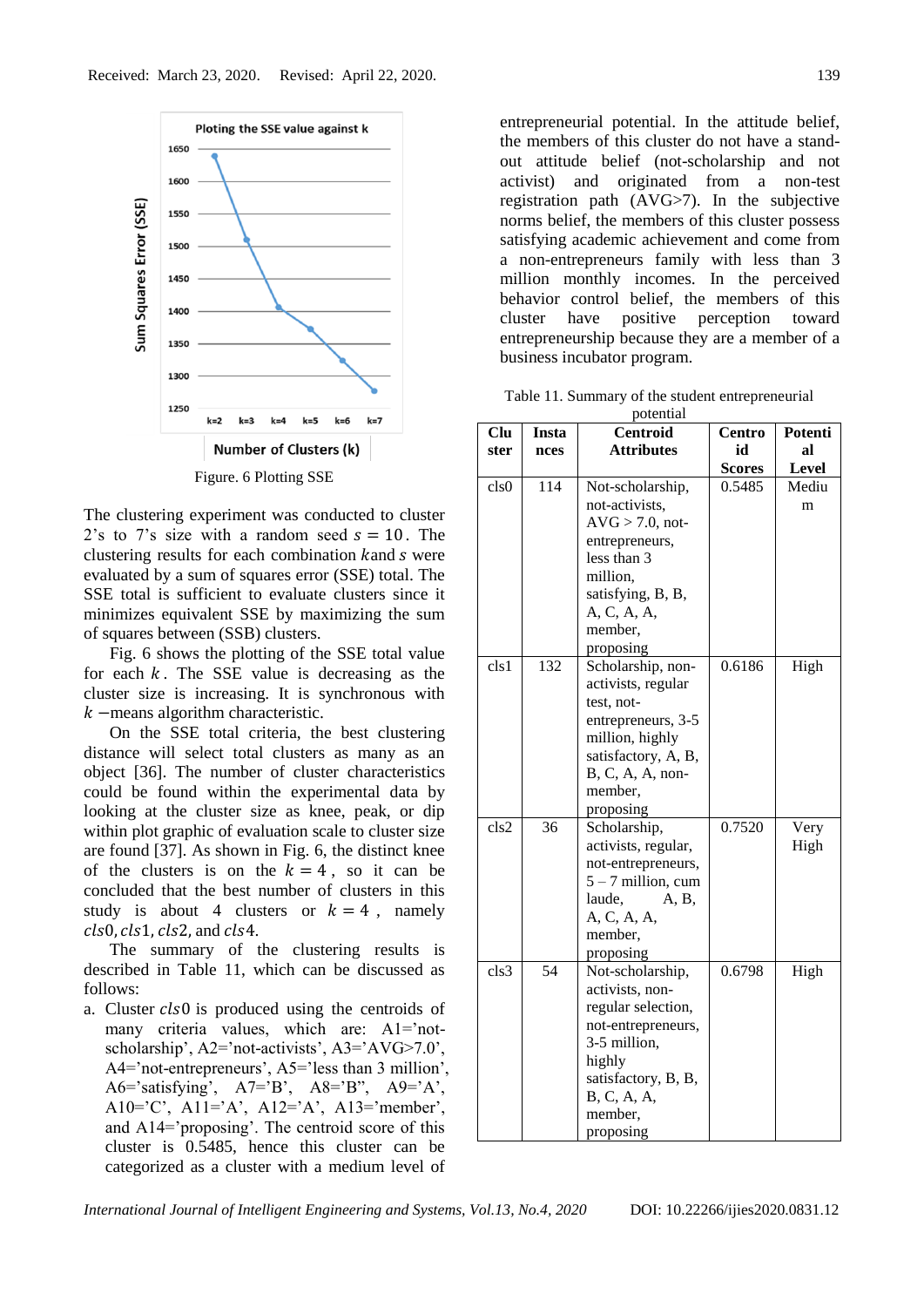Received: March 23, 2020. Revised: April 22, 2020.

Figure. 6 Plotting SSE

The clustering experiment was conducted to cluster 2's to 7's size with a random seed $s = 10$. The clustering results for each combination $k$and $s$ were evaluated by a sum of squares error (SSE) total. The SSE total is sufficient to evaluate clusters since it minimizes equivalent SSE by maximizing the sum of squares between (SSB) clusters.

Fig. 6 shows the plotting of the SSE total value for each $k$. The SSE value is decreasing as the cluster size is increasing. It is synchronous with $k$ −means algorithm characteristic.

On the SSE total criteria, the best clustering distance will select total clusters as many as an object [36]. The number of cluster characteristics could be found within the experimental data by looking at the cluster size as knee, peak, or dip within plot graphic of evaluation scale to cluster size are found [37]. As shown in Fig. 6, the distinct knee of the clusters is on the $k = 4$, so it can be concluded that the best number of clusters in this study is about 4 clusters or $k = 4$, namely $cls0, cls1, cls2,$ and $cls4$.

The summary of the clustering results is described in Table 11, which can be discussed as follows:

a. Cluster $cls0$ is produced using the centroids of many criteria values, which are: A1='not-scholarship', A2='not-activists', A3='AVG>7.0', A4='not-entrepreneurs', A5='less than 3 million', A6='satisfying', A7='B', A8="B", A9='A', A10='C', A11='A', A12='A', A13='member', and A14='proposing'. The centroid score of this cluster is 0.5485, hence this cluster can be categorized as a cluster with a medium level of entrepreneurial potential. In the attitude belief, the members of this cluster do not have a stand-out attitude belief (not-scholarship and not activist) and originated from a non-test registration path (AVG>7). In the subjective norms belief, the members of this cluster possess satisfying academic achievement and come from a non-entrepreneurs family with less than 3 million monthly incomes. In the perceived behavior control belief, the members of this cluster have positive perception toward entrepreneurship because they are a member of a business incubator program.

Table 11. Summary of the student entrepreneurial potential

| Cluster | Instances | Centroid Attributes | Centroid Scores | Potential Level |
|---|---|---|---|---|
| cls0 | 114 | Not-scholarship, not-activists, AVG > 7.0, not-entrepreneurs, less than 3 million, satisfying, B, B, A, C, A, A, member, proposing | 0.5485 | Medium |
| cls1 | 132 | Scholarship, non-activists, regular test, not-entrepreneurs, 3-5 million, highly satisfactory, A, B, B, C, A, A, non-member, proposing | 0.6186 | High |
| cls2 | 36 | Scholarship, activists, regular, not-entrepreneurs, 5 – 7 million, cum laude, A, B, A, C, A, A, member, proposing | 0.7520 | Very High |
| cls3 | 54 | Not-scholarship, activists, non-regular selection, not-entrepreneurs, 3-5 million, highly satisfactory, B, B, B, C, A, A, member, proposing | 0.6798 | High |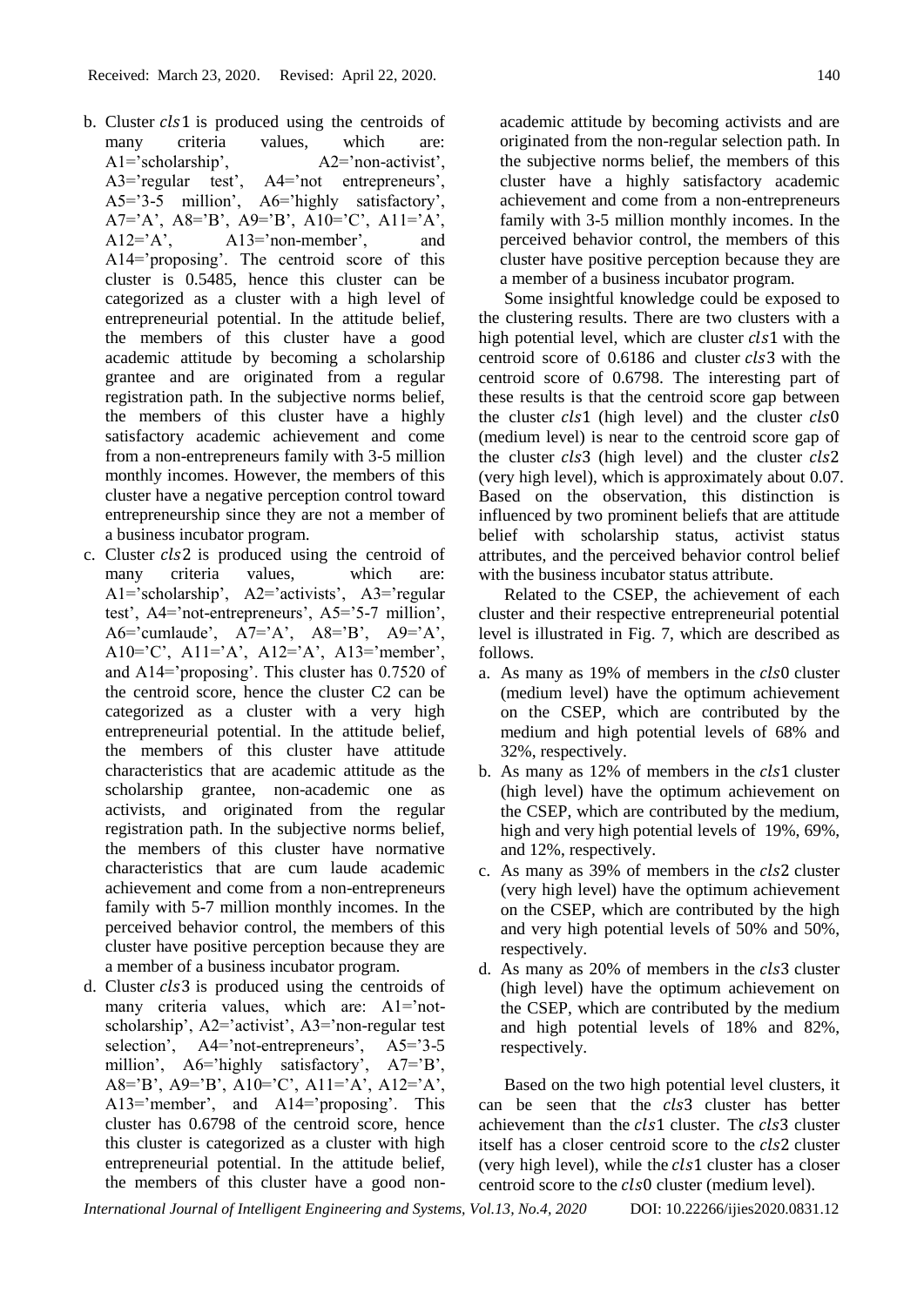b. Cluster $cls1$ is produced using the centroids of many criteria values, which are: A1='scholarship', A2='non-activist', A3='regular test', A4='not entrepreneurs', A5='3-5 million', A6='highly satisfactory', A7='A', A8='B', A9='B', A10='C', A11='A', A12='A', A13='non-member', and A14='proposing'. The centroid score of this cluster is 0.5485, hence this cluster can be categorized as a cluster with a high level of entrepreneurial potential. In the attitude belief, the members of this cluster have a good academic attitude by becoming a scholarship grantee and are originated from a regular registration path. In the subjective norms belief, the members of this cluster have a highly satisfactory academic achievement and come from a non-entrepreneurs family with 3-5 million monthly incomes. However, the members of this cluster have a negative perception control toward entrepreneurship since they are not a member of a business incubator program.

c. Cluster $cls2$ is produced using the centroid of many criteria values, which are: A1='scholarship', A2='activists', A3='regular test', A4='not-entrepreneurs', A5='5-7 million', A6='cumlaude', A7='A', A8='B', A9='A', A10='C', A11='A', A12='A', A13='member', and A14='proposing'. This cluster has 0.7520 of the centroid score, hence the cluster C2 can be categorized as a cluster with a very high entrepreneurial potential. In the attitude belief, the members of this cluster have attitude characteristics that are academic attitude as the scholarship grantee, non-academic one as activists, and originated from the regular registration path. In the subjective norms belief, the members of this cluster have normative characteristics that are cum laude academic achievement and come from a non-entrepreneurs family with 5-7 million monthly incomes. In the perceived behavior control, the members of this cluster have positive perception because they are a member of a business incubator program.

d. Cluster $cls3$ is produced using the centroids of many criteria values, which are: A1='not-scholarship', A2='activist', A3='non-regular test selection', A4='not-entrepreneurs', A5='3-5 million', A6='highly satisfactory', A7='B', A8='B', A9='B', A10='C', A11='A', A12='A', A13='member', and A14='proposing'. This cluster has 0.6798 of the centroid score, hence this cluster is categorized as a cluster with high entrepreneurial potential. In the attitude belief, the members of this cluster have a good non-academic attitude by becoming activists and are originated from the non-regular selection path. In the subjective norms belief, the members of this cluster have a highly satisfactory academic achievement and come from a non-entrepreneurs family with 3-5 million monthly incomes. In the perceived behavior control, the members of this cluster have positive perception because they are a member of a business incubator program.

Some insightful knowledge could be exposed to the clustering results. There are two clusters with a high potential level, which are cluster $cls1$ with the centroid score of 0.6186 and cluster $cls3$ with the centroid score of 0.6798. The interesting part of these results is that the centroid score gap between the cluster $cls1$ (high level) and the cluster $cls0$ (medium level) is near to the centroid score gap of the cluster $cls3$ (high level) and the cluster $cls2$ (very high level), which is approximately about 0.07. Based on the observation, this distinction is influenced by two prominent beliefs that are attitude belief with scholarship status, activist status attributes, and the perceived behavior control belief with the business incubator status attribute.

Related to the CSEP, the achievement of each cluster and their respective entrepreneurial potential level is illustrated in Fig. 7, which are described as follows.

a. As many as 19% of members in the $cls0$ cluster (medium level) have the optimum achievement on the CSEP, which are contributed by the medium and high potential levels of 68% and 32%, respectively.
b. As many as 12% of members in the $cls1$ cluster (high level) have the optimum achievement on the CSEP, which are contributed by the medium, high and very high potential levels of 19%, 69%, and 12%, respectively.
c. As many as 39% of members in the $cls2$ cluster (very high level) have the optimum achievement on the CSEP, which are contributed by the high and very high potential levels of 50% and 50%, respectively.
d. As many as 20% of members in the $cls3$ cluster (high level) have the optimum achievement on the CSEP, which are contributed by the medium and high potential levels of 18% and 82%, respectively.

Based on the two high potential level clusters, it can be seen that the $cls3$ cluster has better achievement than the $cls1$ cluster. The $cls3$ cluster itself has a closer centroid score to the $cls2$ cluster (very high level), while the $cls1$ cluster has a closer centroid score to the $cls0$ cluster (medium level).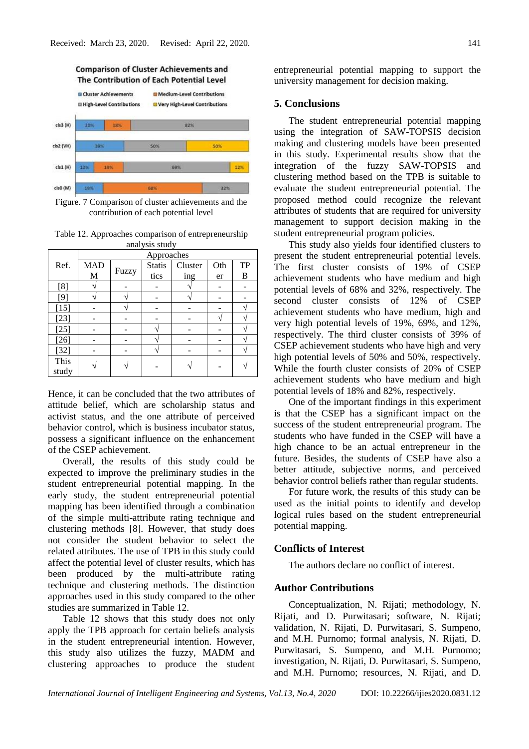Figure. 7 Comparison of cluster achievements and the contribution of each potential level

Table 12. Approaches comparison of entrepreneurship analysis study

| Ref. | Approaches | | | | | |
|---|---|---|---|---|---|---|
| | MADM | Fuzzy | Statistics | Clustering | Other | TPB |
| [8] | √ | - | - | √ | - | - |
| [9] | √ | √ | - | √ | - | - |
| [15] | - | √ | - | - | - | √ |
| [23] | - | - | - | - | √ | √ |
| [25] | - | - | √ | - | - | √ |
| [26] | - | - | √ | - | - | √ |
| [32] | - | - | √ | - | - | √ |
| This study | √ | √ | - | √ | - | √ |

Hence, it can be concluded that the two attributes of attitude belief, which are scholarship status and activist status, and the one attribute of perceived behavior control, which is business incubator status, possess a significant influence on the enhancement of the CSEP achievement.

Overall, the results of this study could be expected to improve the preliminary studies in the student entrepreneurial potential mapping. In the early study, the student entrepreneurial potential mapping has been identified through a combination of the simple multi-attribute rating technique and clustering methods [8]. However, that study does not consider the student behavior to select the related attributes. The use of TPB in this study could affect the potential level of cluster results, which has been produced by the multi-attribute rating technique and clustering methods. The distinction approaches used in this study compared to the other studies are summarized in Table 12.

Table 12 shows that this study does not only apply the TPB approach for certain beliefs analysis in the student entrepreneurial intention. However, this study also utilizes the fuzzy, MADM and clustering approaches to produce the student entrepreneurial potential mapping to support the university management for decision making.

## 5. Conclusions

The student entrepreneurial potential mapping using the integration of SAW-TOPSIS decision making and clustering models have been presented in this study. Experimental results show that the integration of the fuzzy SAW-TOPSIS and clustering method based on the TPB is suitable to evaluate the student entrepreneurial potential. The proposed method could recognize the relevant attributes of students that are required for university management to support decision making in the student entrepreneurial program policies.

This study also yields four identified clusters to present the student entrepreneurial potential levels. The first cluster consists of 19% of CSEP achievement students who have medium and high potential levels of 68% and 32%, respectively. The second cluster consists of 12% of CSEP achievement students who have medium, high and very high potential levels of 19%, 69%, and 12%, respectively. The third cluster consists of 39% of CSEP achievement students who have high and very high potential levels of 50% and 50%, respectively. While the fourth cluster consists of 20% of CSEP achievement students who have medium and high potential levels of 18% and 82%, respectively.

One of the important findings in this experiment is that the CSEP has a significant impact on the success of the student entrepreneurial program. The students who have funded in the CSEP will have a high chance to be an actual entrepreneur in the future. Besides, the students of CSEP have also a better attitude, subjective norms, and perceived behavior control beliefs rather than regular students.

For future work, the results of this study can be used as the initial points to identify and develop logical rules based on the student entrepreneurial potential mapping.

## Conflicts of Interest

The authors declare no conflict of interest.

## Author Contributions

Conceptualization, N. Rijati; methodology, N. Rijati, and D. Purwitasari; software, N. Rijati; validation, N. Rijati, D. Purwitasari, S. Sumpeno, and M.H. Purnomo; formal analysis, N. Rijati, D. Purwitasari, S. Sumpeno, and M.H. Purnomo; investigation, N. Rijati, D. Purwitasari, S. Sumpeno, and M.H. Purnomo; resources, N. Rijati, and D.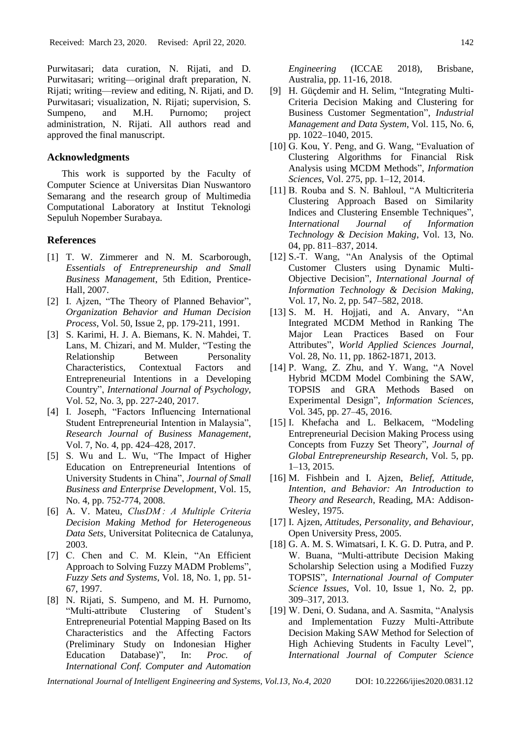Purwitasari; data curation, N. Rijati, and D. Purwitasari; writing—original draft preparation, N. Rijati; writing—review and editing, N. Rijati, and D. Purwitasari; visualization, N. Rijati; supervision, S. Sumpeno, and M.H. Purnomo; project administration, N. Rijati. All authors read and approved the final manuscript.

## Acknowledgments

This work is supported by the Faculty of Computer Science at Universitas Dian Nuswantoro Semarang and the research group of Multimedia Computational Laboratory at Institut Teknologi Sepuluh Nopember Surabaya.

## References

[1] T. W. Zimmerer and N. M. Scarborough, *Essentials of Entrepreneurship and Small Business Management*, 5th Edition, Prentice-Hall, 2007.

[2] I. Ajzen, "The Theory of Planned Behavior", *Organization Behavior and Human Decision Process*, Vol. 50, Issue 2, pp. 179-211, 1991.

[3] S. Karimi, H. J. A. Biemans, K. N. Mahdei, T. Lans, M. Chizari, and M. Mulder, "Testing the Relationship Between Personality Characteristics, Contextual Factors and Entrepreneurial Intentions in a Developing Country", *International Journal of Psychology*, Vol. 52, No. 3, pp. 227-240, 2017.

[4] I. Joseph, "Factors Influencing International Student Entrepreneurial Intention in Malaysia", *Research Journal of Business Management*, Vol. 7, No. 4, pp. 424–428, 2017.

[5] S. Wu and L. Wu, "The Impact of Higher Education on Entrepreneurial Intentions of University Students in China", *Journal of Small Business and Enterprise Development*, Vol. 15, No. 4, pp. 752-774, 2008.

[6] A. V. Mateu, *ClusDM : A Multiple Criteria Decision Making Method for Heterogeneous Data Sets*, Universitat Politecnica de Catalunya, 2003.

[7] C. Chen and C. M. Klein, "An Efficient Approach to Solving Fuzzy MADM Problems", *Fuzzy Sets and Systems*, Vol. 18, No. 1, pp. 51-67, 1997.

[8] N. Rijati, S. Sumpeno, and M. H. Purnomo, "Multi-attribute Clustering of Student's Entrepreneurial Potential Mapping Based on Its Characteristics and the Affecting Factors (Preliminary Study on Indonesian Higher Education Database)", In: *Proc. of International Conf. Computer and Automation Engineering* (ICCAE 2018), Brisbane, Australia, pp. 11-16, 2018.

[9] H. Güçdemir and H. Selim, "Integrating Multi-Criteria Decision Making and Clustering for Business Customer Segmentation", *Industrial Management and Data System*, Vol. 115, No. 6, pp. 1022–1040, 2015.

[10] G. Kou, Y. Peng, and G. Wang, "Evaluation of Clustering Algorithms for Financial Risk Analysis using MCDM Methods", *Information Sciences*, Vol. 275, pp. 1–12, 2014.

[11] B. Rouba and S. N. Bahloul, "A Multicriteria Clustering Approach Based on Similarity Indices and Clustering Ensemble Techniques", *International Journal of Information Technology & Decision Making*, Vol. 13, No. 04, pp. 811–837, 2014.

[12] S.-T. Wang, "An Analysis of the Optimal Customer Clusters using Dynamic Multi-Objective Decision", *International Journal of Information Technology & Decision Making*, Vol. 17, No. 2, pp. 547–582, 2018.

[13] S. M. H. Hojjati, and A. Anvary, "An Integrated MCDM Method in Ranking The Major Lean Practices Based on Four Attributes", *World Applied Sciences Journal*, Vol. 28, No. 11, pp. 1862-1871, 2013.

[14] P. Wang, Z. Zhu, and Y. Wang, "A Novel Hybrid MCDM Model Combining the SAW, TOPSIS and GRA Methods Based on Experimental Design", *Information Sciences*, Vol. 345, pp. 27–45, 2016.

[15] I. Khefacha and L. Belkacem, "Modeling Entrepreneurial Decision Making Process using Concepts from Fuzzy Set Theory", *Journal of Global Entrepreneurship Research*, Vol. 5, pp. 1–13, 2015.

[16] M. Fishbein and I. Ajzen, *Belief, Attitude, Intention, and Behavior: An Introduction to Theory and Research*, Reading, MA: Addison-Wesley, 1975.

[17] I. Ajzen, *Attitudes, Personality, and Behaviour*, Open University Press, 2005.

[18] G. A. M. S. Wimatsari, I. K. G. D. Putra, and P. W. Buana, "Multi-attribute Decision Making Scholarship Selection using a Modified Fuzzy TOPSIS", *International Journal of Computer Science Issues*, Vol. 10, Issue 1, No. 2, pp. 309–317, 2013.

[19] W. Deni, O. Sudana, and A. Sasmita, "Analysis and Implementation Fuzzy Multi-Attribute Decision Making SAW Method for Selection of High Achieving Students in Faculty Level", *International Journal of Computer Science*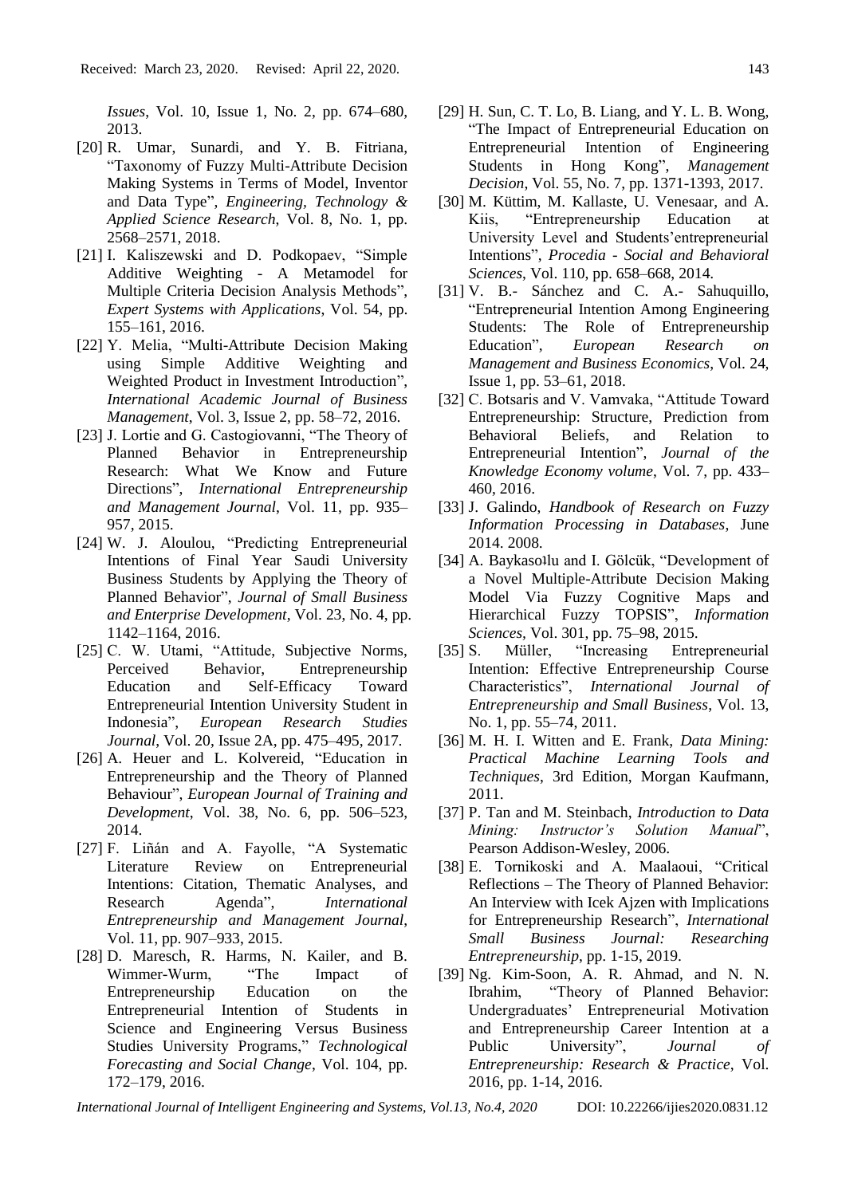*Issues*, Vol. 10, Issue 1, No. 2, pp. 674–680, 2013.

[20] R. Umar, Sunardi, and Y. B. Fitriana, "Taxonomy of Fuzzy Multi-Attribute Decision Making Systems in Terms of Model, Inventor and Data Type", *Engineering, Technology & Applied Science Research*, Vol. 8, No. 1, pp. 2568–2571, 2018.

[21] I. Kaliszewski and D. Podkopaev, "Simple Additive Weighting - A Metamodel for Multiple Criteria Decision Analysis Methods", *Expert Systems with Applications*, Vol. 54, pp. 155–161, 2016.

[22] Y. Melia, "Multi-Attribute Decision Making using Simple Additive Weighting and Weighted Product in Investment Introduction", *International Academic Journal of Business Management*, Vol. 3, Issue 2, pp. 58–72, 2016.

[23] J. Lortie and G. Castogiovanni, "The Theory of Planned Behavior in Entrepreneurship Research: What We Know and Future Directions", *International Entrepreneurship and Management Journal*, Vol. 11, pp. 935–957, 2015.

[24] W. J. Aloulou, "Predicting Entrepreneurial Intentions of Final Year Saudi University Business Students by Applying the Theory of Planned Behavior", *Journal of Small Business and Enterprise Development*, Vol. 23, No. 4, pp. 1142–1164, 2016.

[25] C. W. Utami, "Attitude, Subjective Norms, Perceived Behavior, Entrepreneurship Education and Self-Efficacy Toward Entrepreneurial Intention University Student in Indonesia", *European Research Studies Journal*, Vol. 20, Issue 2A, pp. 475–495, 2017.

[26] A. Heuer and L. Kolvereid, "Education in Entrepreneurship and the Theory of Planned Behaviour", *European Journal of Training and Development*, Vol. 38, No. 6, pp. 506–523, 2014.

[27] F. Liñán and A. Fayolle, "A Systematic Literature Review on Entrepreneurial Intentions: Citation, Thematic Analyses, and Research Agenda", *International Entrepreneurship and Management Journal*, Vol. 11, pp. 907–933, 2015.

[28] D. Maresch, R. Harms, N. Kailer, and B. Wimmer-Wurm, "The Impact of Entrepreneurship Education on the Entrepreneurial Intention of Students in Science and Engineering Versus Business Studies University Programs," *Technological Forecasting and Social Change*, Vol. 104, pp. 172–179, 2016.

[29] H. Sun, C. T. Lo, B. Liang, and Y. L. B. Wong, "The Impact of Entrepreneurial Education on Entrepreneurial Intention of Engineering Students in Hong Kong", *Management Decision*, Vol. 55, No. 7, pp. 1371-1393, 2017.

[30] M. Küttim, M. Kallaste, U. Venesaar, and A. Kiis, "Entrepreneurship Education at University Level and Students'entrepreneurial Intentions", *Procedia - Social and Behavioral Sciences*, Vol. 110, pp. 658–668, 2014.

[31] V. B.- Sánchez and C. A.- Sahuquillo, "Entrepreneurial Intention Among Engineering Students: The Role of Entrepreneurship Education", *European Research on Management and Business Economics*, Vol. 24, Issue 1, pp. 53–61, 2018.

[32] C. Botsaris and V. Vamvaka, "Attitude Toward Entrepreneurship: Structure, Prediction from Behavioral Beliefs, and Relation to Entrepreneurial Intention", *Journal of the Knowledge Economy volume*, Vol. 7, pp. 433–460, 2016.

[33] J. Galindo, *Handbook of Research on Fuzzy Information Processing in Databases*, June 2014. 2008.

[34] A. Baykasoılu and I. Gölcük, "Development of a Novel Multiple-Attribute Decision Making Model Via Fuzzy Cognitive Maps and Hierarchical Fuzzy TOPSIS", *Information Sciences*, Vol. 301, pp. 75–98, 2015.

[35] S. Müller, "Increasing Entrepreneurial Intention: Effective Entrepreneurship Course Characteristics", *International Journal of Entrepreneurship and Small Business*, Vol. 13, No. 1, pp. 55–74, 2011.

[36] M. H. I. Witten and E. Frank, *Data Mining: Practical Machine Learning Tools and Techniques*, 3rd Edition, Morgan Kaufmann, 2011.

[37] P. Tan and M. Steinbach, *Introduction to Data Mining: Instructor's Solution Manual*", Pearson Addison-Wesley, 2006.

[38] E. Tornikoski and A. Maalaoui, "Critical Reflections – The Theory of Planned Behavior: An Interview with Icek Ajzen with Implications for Entrepreneurship Research", *International Small Business Journal: Researching Entrepreneurship*, pp. 1-15, 2019.

[39] Ng. Kim-Soon, A. R. Ahmad, and N. N. Ibrahim, "Theory of Planned Behavior: Undergraduates' Entrepreneurial Motivation and Entrepreneurship Career Intention at a Public University", *Journal of Entrepreneurship: Research & Practice*, Vol. 2016, pp. 1-14, 2016.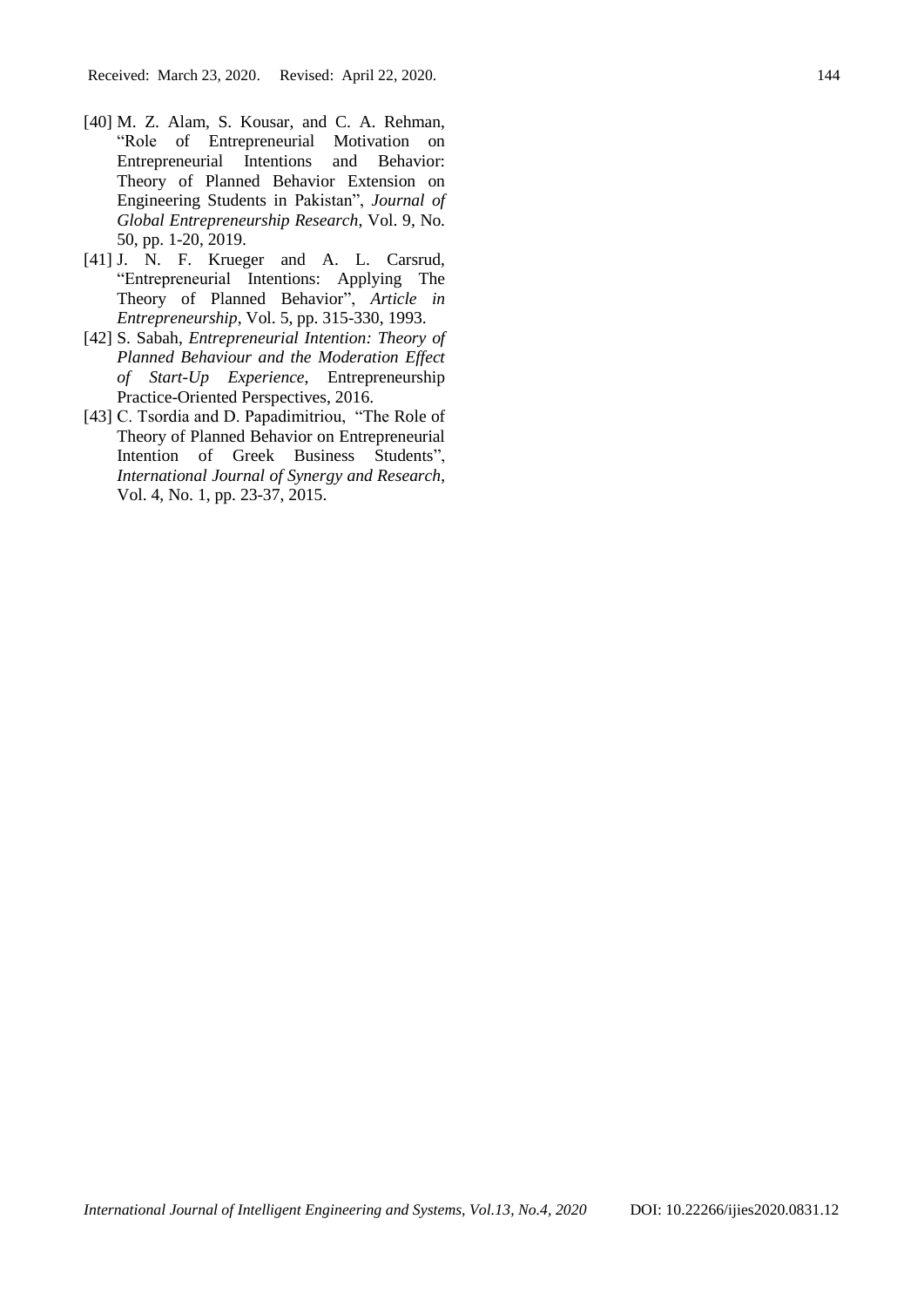[40] M. Z. Alam, S. Kousar, and C. A. Rehman, "Role of Entrepreneurial Motivation on Entrepreneurial Intentions and Behavior: Theory of Planned Behavior Extension on Engineering Students in Pakistan", *Journal of Global Entrepreneurship Research*, Vol. 9, No. 50, pp. 1-20, 2019.

[41] J. N. F. Krueger and A. L. Carsrud, "Entrepreneurial Intentions: Applying The Theory of Planned Behavior", *Article in Entrepreneurship*, Vol. 5, pp. 315-330, 1993.

[42] S. Sabah, *Entrepreneurial Intention: Theory of Planned Behaviour and the Moderation Effect of Start-Up Experience*, Entrepreneurship Practice-Oriented Perspectives, 2016.

[43] C. Tsordia and D. Papadimitriou, "The Role of Theory of Planned Behavior on Entrepreneurial Intention of Greek Business Students", *International Journal of Synergy and Research*, Vol. 4, No. 1, pp. 23-37, 2015.